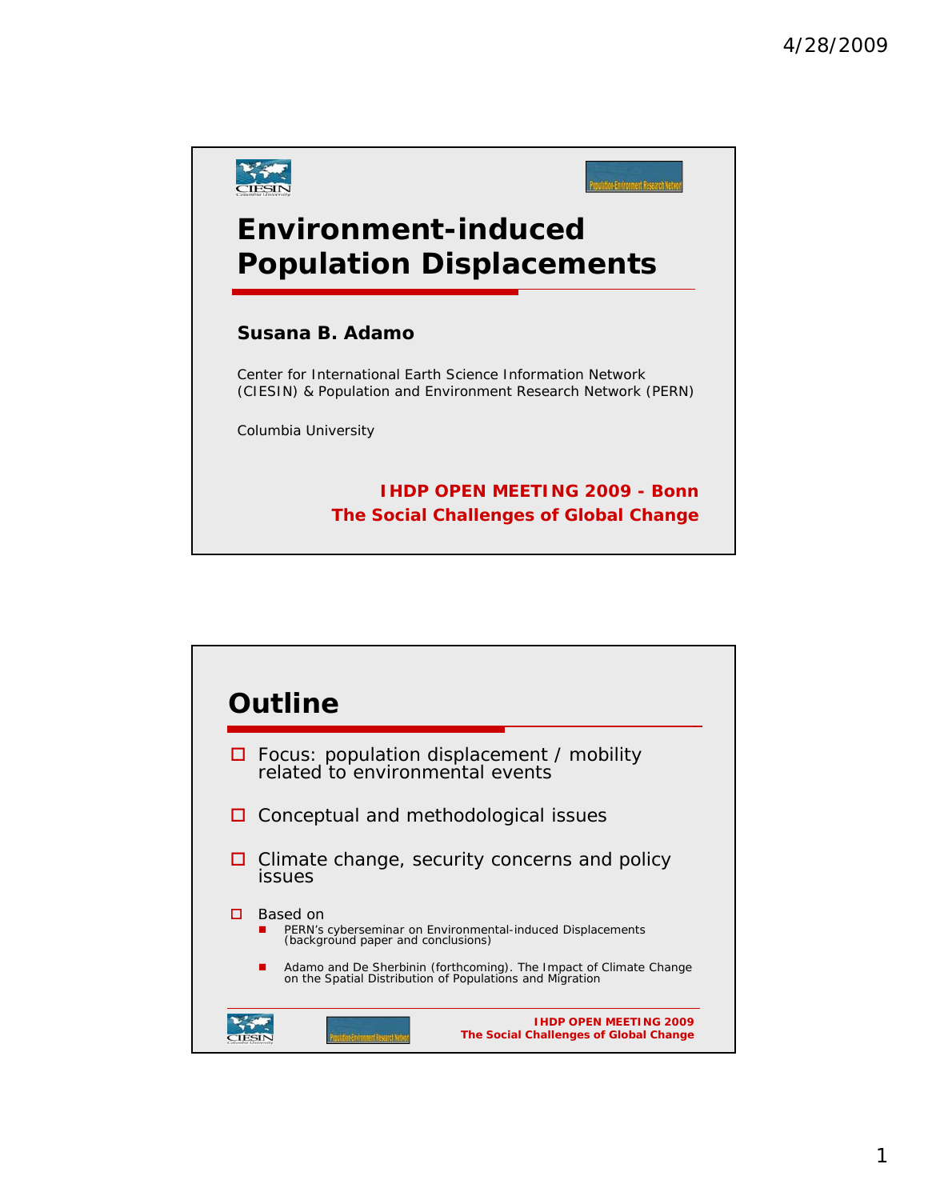# Environment-induced Population Displacements

**Susana B. Adamo**

Center for International Earth Science Information Network (CIESIN) & Population and Environment Research Network (PERN)

Columbia University

**IHDP OPEN MEETING 2009 - Bonn**
**The Social Challenges of Global Change**

## Outline

- Focus: population displacement / mobility related to environmental events
- Conceptual and methodological issues
- Climate change, security concerns and policy issues
- Based on
  - PERN's cyberseminar on Environmental-induced Displacements (background paper and conclusions)
  - Adamo and De Sherbinin (forthcoming). The Impact of Climate Change on the Spatial Distribution of Populations and Migration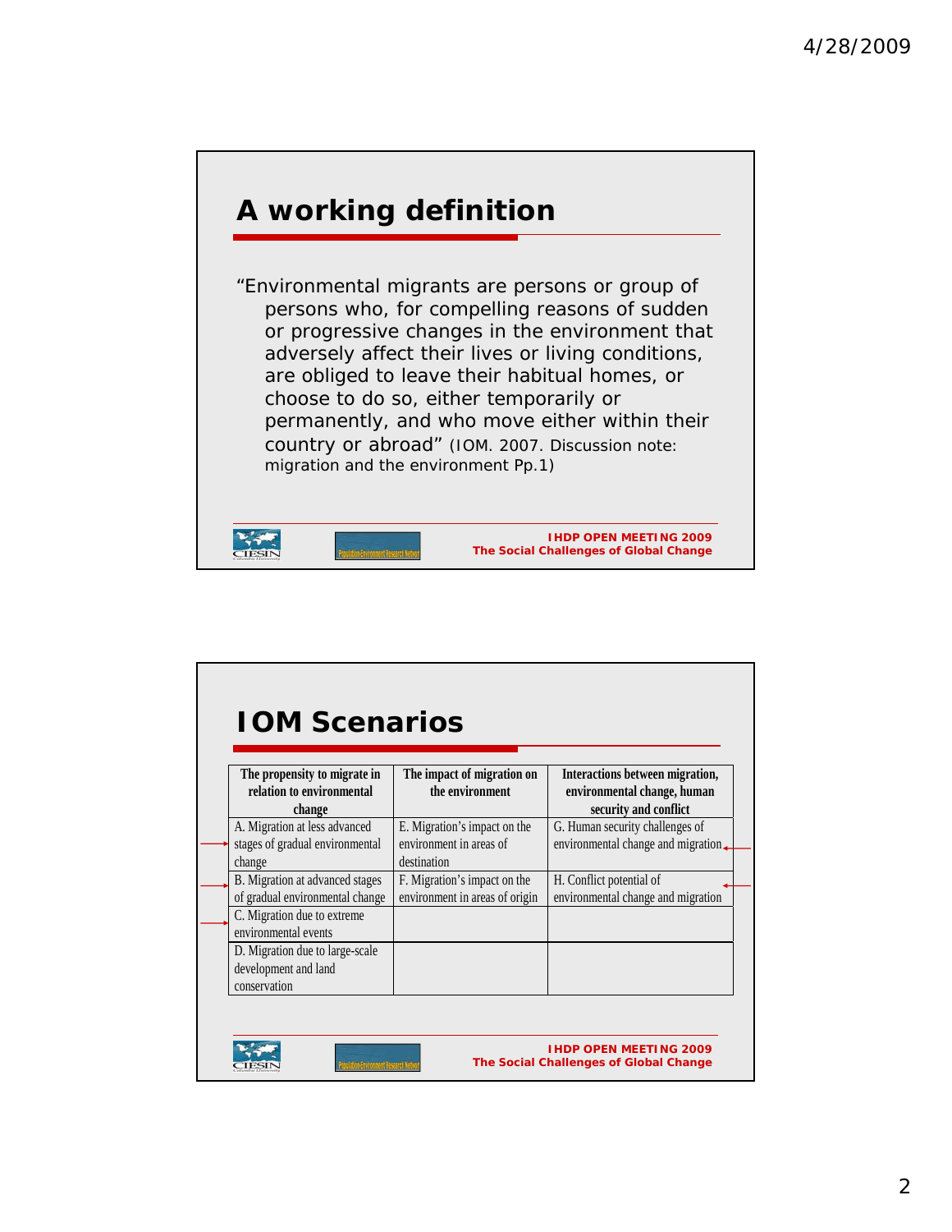## A working definition

"Environmental migrants are persons or group of persons who, for compelling reasons of sudden or progressive changes in the environment that adversely affect their lives or living conditions, are obliged to leave their habitual homes, or choose to do so, either temporarily or permanently, and who move either within their country or abroad" (IOM. 2007. Discussion note: migration and the environment Pp.1)

IHDP OPEN MEETING 2009
The Social Challenges of Global Change

## IOM Scenarios

| The propensity to migrate in relation to environmental change | The impact of migration on the environment | Interactions between migration, environmental change, human security and conflict |
|---|---|---|
| A. Migration at less advanced stages of gradual environmental change | E. Migration's impact on the environment in areas of destination | G. Human security challenges of environmental change and migration |
| B. Migration at advanced stages of gradual environmental change | F. Migration's impact on the environment in areas of origin | H. Conflict potential of environmental change and migration |
| C. Migration due to extreme environmental events | | |
| D. Migration due to large-scale development and land conservation | | |

IHDP OPEN MEETING 2009
The Social Challenges of Global Change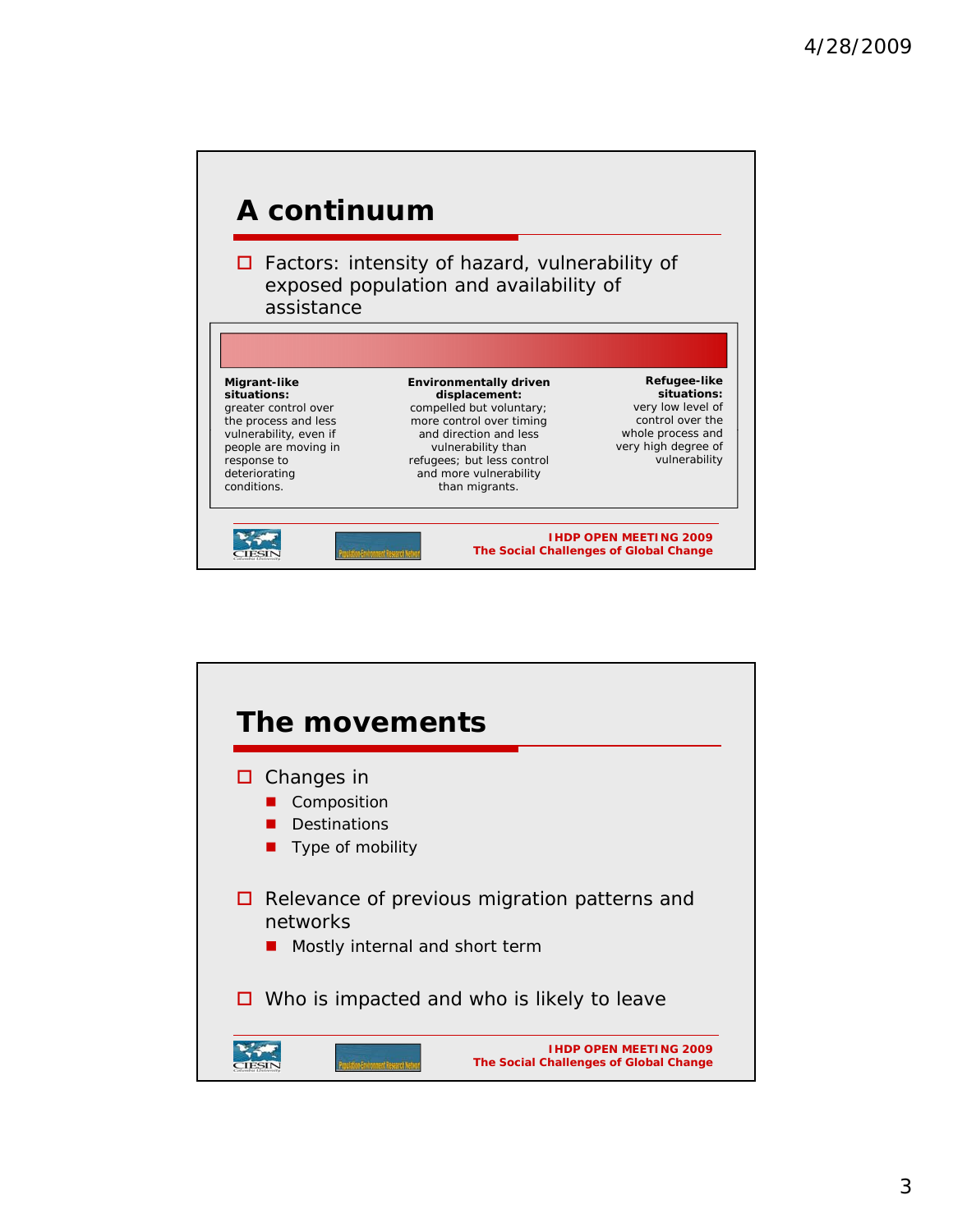## A continuum

- Factors: intensity of hazard, vulnerability of exposed population and availability of assistance

| Migrant-like situations: | Environmentally driven displacement: | Refugee-like situations: |
| --- | --- | --- |
| greater control over the process and less vulnerability, even if people are moving in response to deteriorating conditions. | compelled but voluntary; more control over timing and direction and less vulnerability than refugees; but less control and more vulnerability than migrants. | very low level of control over the whole process and very high degree of vulnerability |

IHDP OPEN MEETING 2009
The Social Challenges of Global Change

## The movements

- Changes in
  - Composition
  - Destinations
  - Type of mobility
- Relevance of previous migration patterns and networks
  - Mostly internal and short term
- Who is impacted and who is likely to leave

IHDP OPEN MEETING 2009
The Social Challenges of Global Change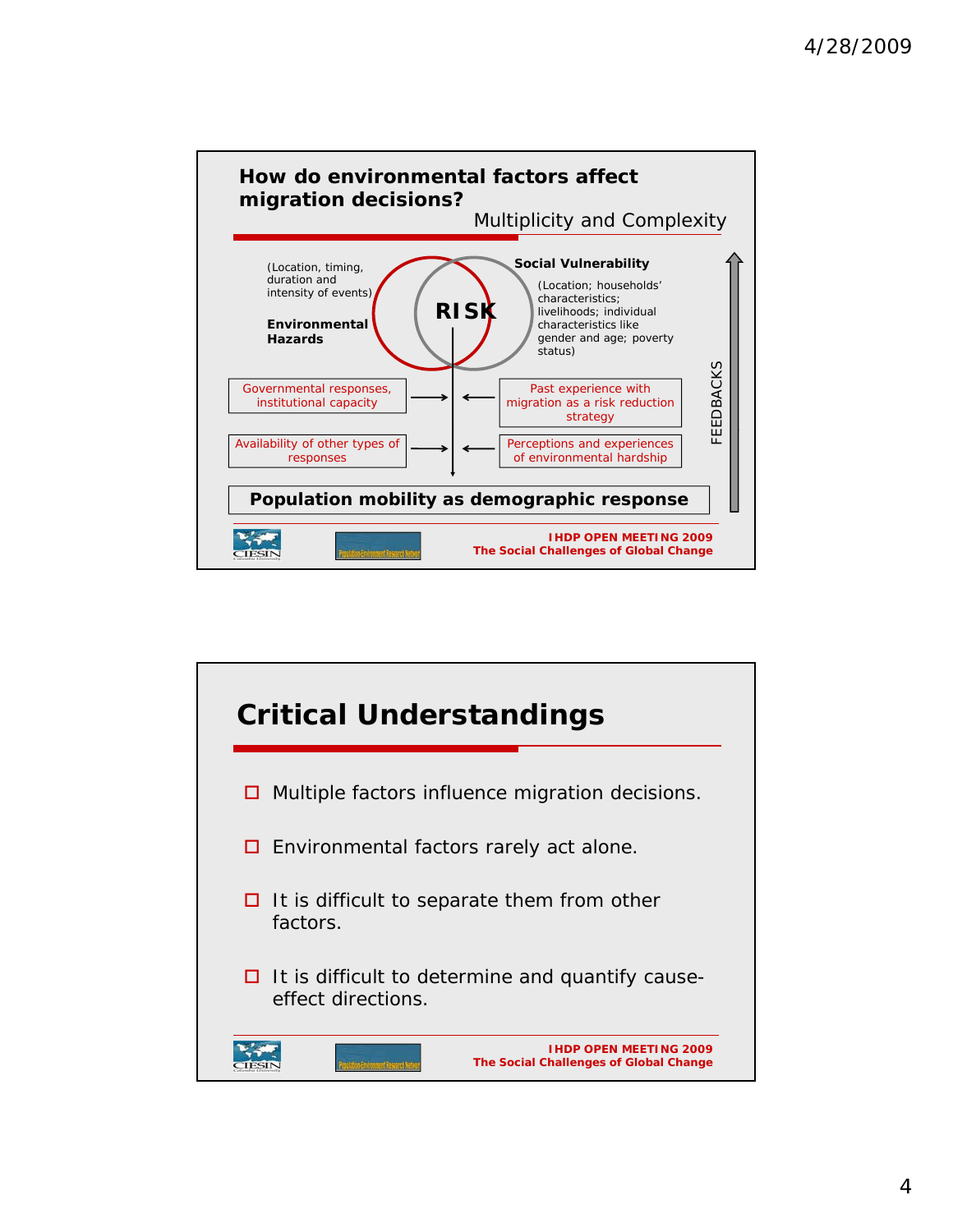## How do environmental factors affect migration decisions?

Multiplicity and Complexity

(Location, timing, duration and intensity of events)

**Environmental Hazards**

**RISK**

**Social Vulnerability**

(Location; households' characteristics; livelihoods; individual characteristics like gender and age; poverty status)

Governmental responses, institutional capacity

Past experience with migration as a risk reduction strategy

Availability of other types of responses

Perceptions and experiences of environmental hardship

FEEDBACKS

**Population mobility as demographic response**

**IHDP OPEN MEETING 2009**
**The Social Challenges of Global Change**

## Critical Understandings

- Multiple factors influence migration decisions.
- Environmental factors rarely act alone.
- It is difficult to separate them from other factors.
- It is difficult to determine and quantify cause-effect directions.

**IHDP OPEN MEETING 2009**
**The Social Challenges of Global Change**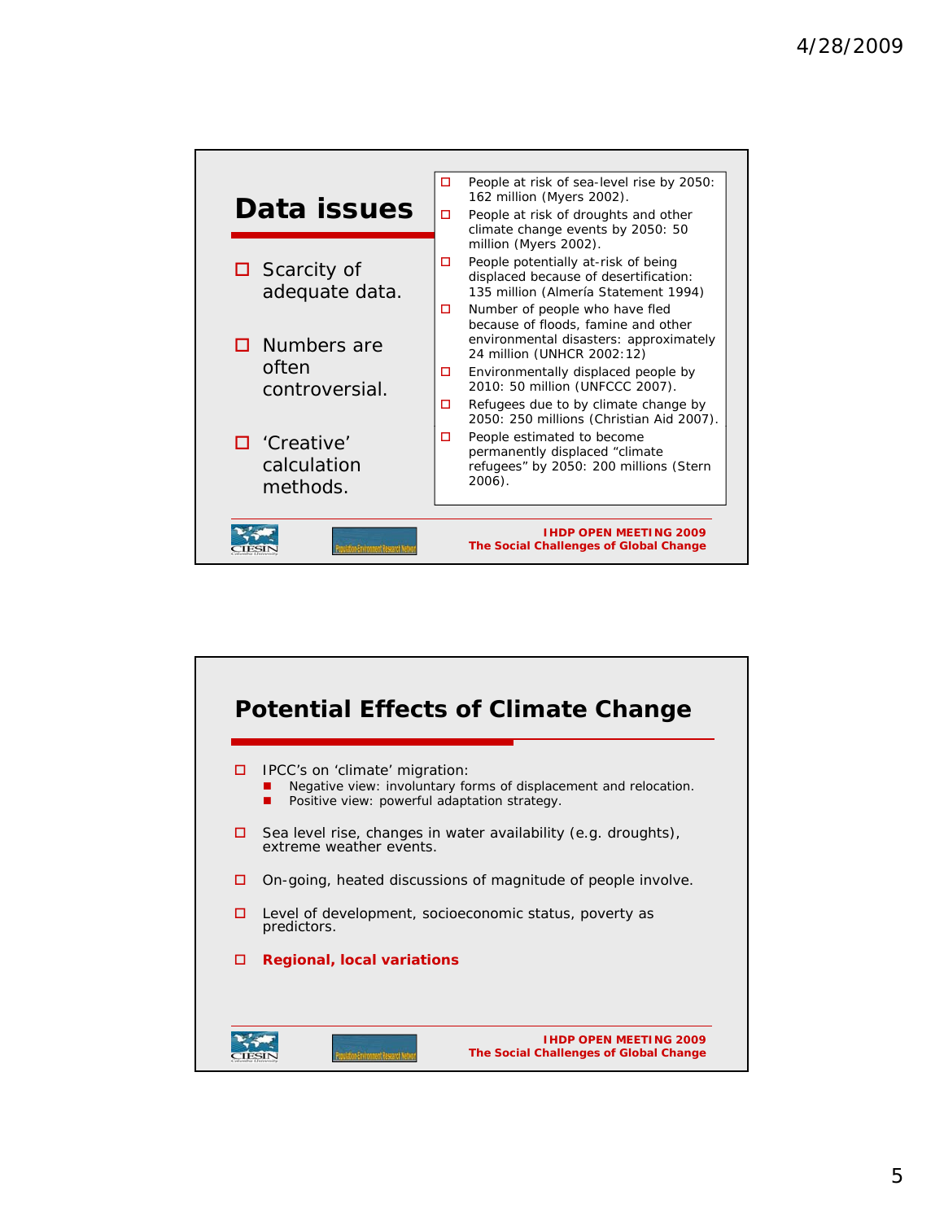## Data issues

- Scarcity of adequate data.
- Numbers are often controversial.
- 'Creative' calculation methods.

- People at risk of sea-level rise by 2050: 162 million (Myers 2002).
- People at risk of droughts and other climate change events by 2050: 50 million (Myers 2002).
- People potentially at-risk of being displaced because of desertification: 135 million (Almería Statement 1994)
- Number of people who have fled because of floods, famine and other environmental disasters: approximately 24 million (UNHCR 2002:12)
- Environmentally displaced people by 2010: 50 million (UNFCCC 2007).
- Refugees due to by climate change by 2050: 250 millions (Christian Aid 2007).
- People estimated to become permanently displaced "climate refugees" by 2050: 200 millions (Stern 2006).

IHDP OPEN MEETING 2009
The Social Challenges of Global Change

## Potential Effects of Climate Change

- IPCC's on 'climate' migration:
  - Negative view: involuntary forms of displacement and relocation.
  - Positive view: powerful adaptation strategy.
- Sea level rise, changes in water availability (e.g. droughts), extreme weather events.
- On-going, heated discussions of magnitude of people involve.
- Level of development, socioeconomic status, poverty as predictors.
- **Regional, local variations**

IHDP OPEN MEETING 2009
The Social Challenges of Global Change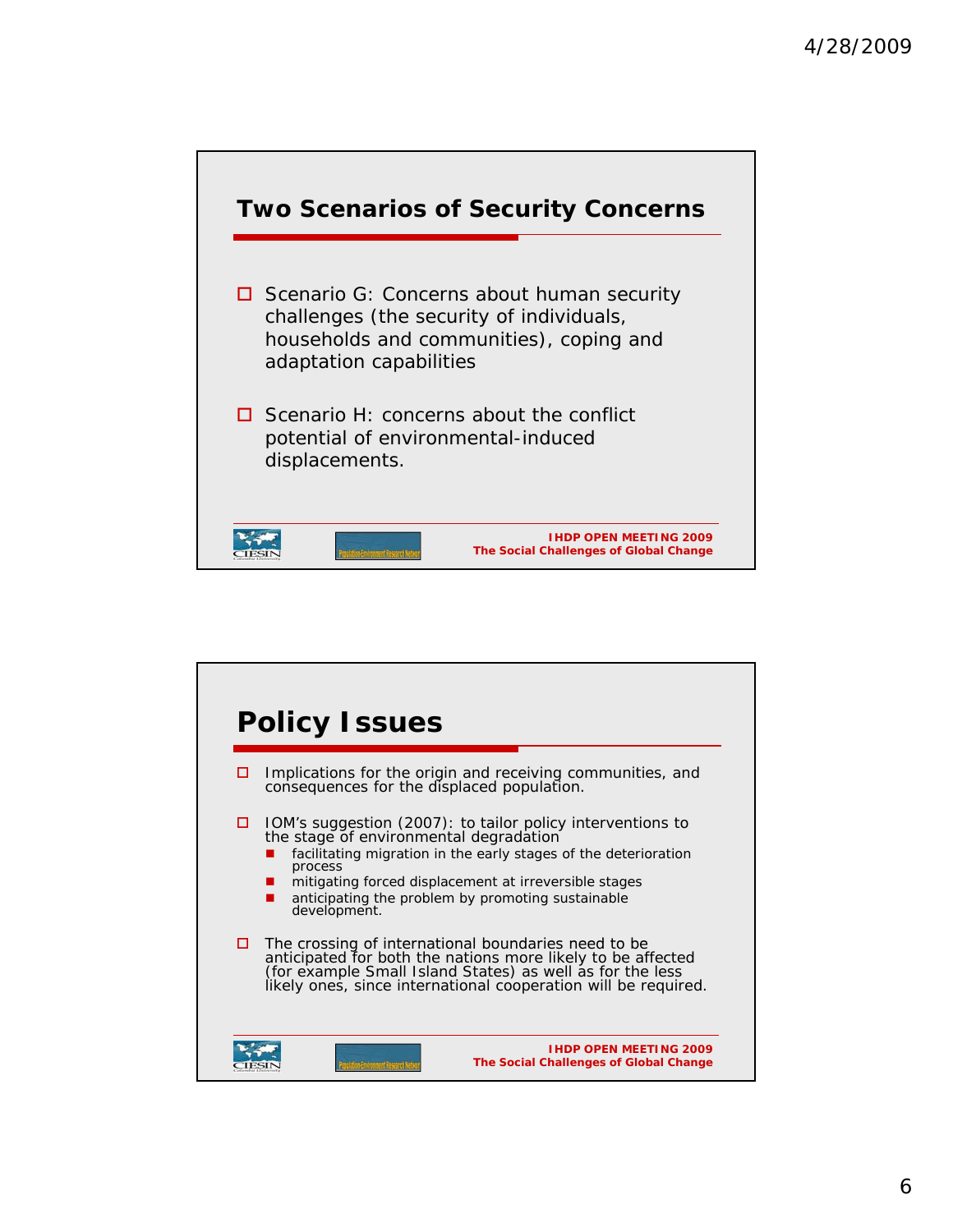## Two Scenarios of Security Concerns

- Scenario G: Concerns about human security challenges (the security of individuals, households and communities), coping and adaptation capabilities
- Scenario H: concerns about the conflict potential of environmental-induced displacements.

## Policy Issues

- Implications for the origin and receiving communities, and consequences for the displaced population.
- IOM's suggestion (2007): to tailor policy interventions to the stage of environmental degradation
  - facilitating migration in the early stages of the deterioration process
  - mitigating forced displacement at irreversible stages
  - anticipating the problem by promoting sustainable development.
- The crossing of international boundaries need to be anticipated for both the nations more likely to be affected (for example Small Island States) as well as for the less likely ones, since international cooperation will be required.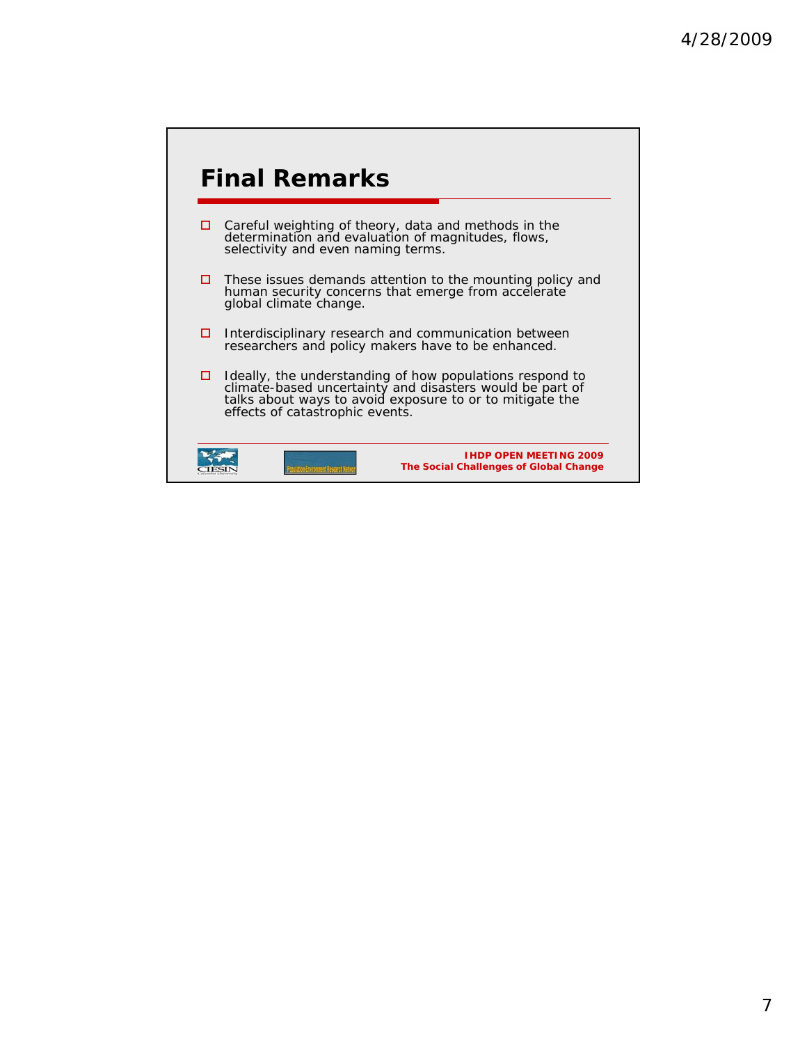# Final Remarks

- Careful weighting of theory, data and methods in the determination and evaluation of magnitudes, flows, selectivity and even naming terms.
- These issues demands attention to the mounting policy and human security concerns that emerge from accelerate global climate change.
- Interdisciplinary research and communication between researchers and policy makers have to be enhanced.
- Ideally, the understanding of how populations respond to climate-based uncertainty and disasters would be part of talks about ways to avoid exposure to or to mitigate the effects of catastrophic events.

**IHDP OPEN MEETING 2009**
**The Social Challenges of Global Change**